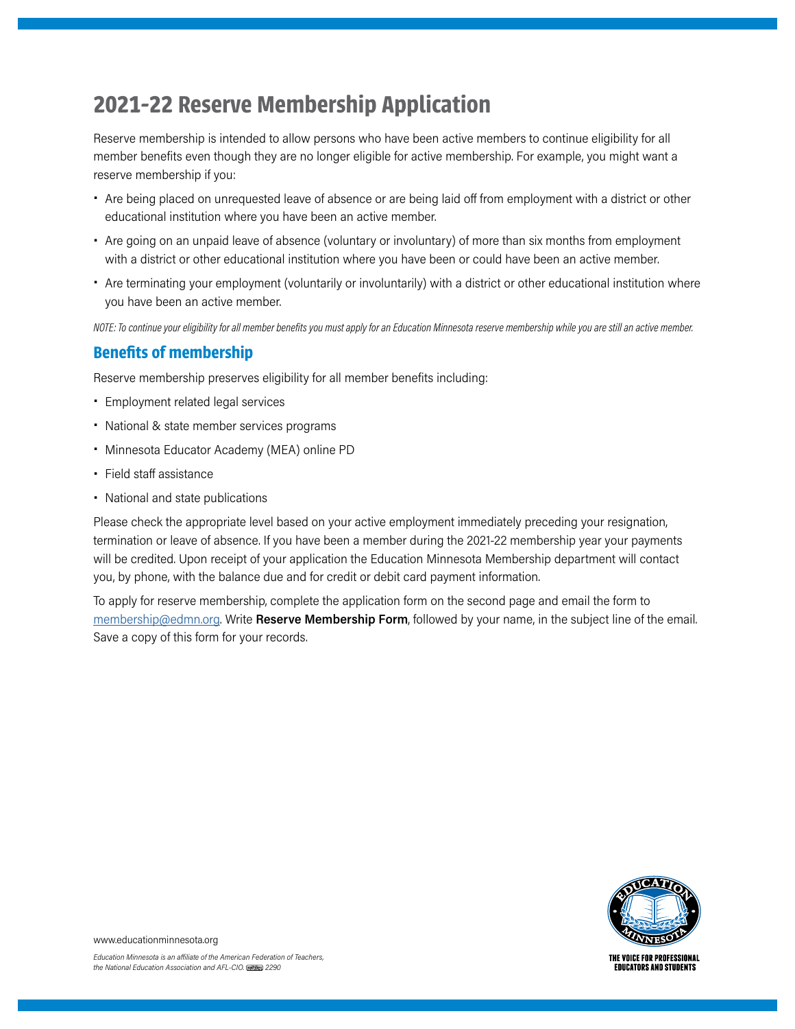# 2021-22 Reserve Membership Application

Reserve membership is intended to allow persons who have been active members to continue eligibility for all member benefits even though they are no longer eligible for active membership. For example, you might want a reserve membership if you:

- Are being placed on unrequested leave of absence or are being laid off from employment with a district or other educational institution where you have been an active member.
- Are going on an unpaid leave of absence (voluntary or involuntary) of more than six months from employment with a district or other educational institution where you have been or could have been an active member.
- Are terminating your employment (voluntarily or involuntarily) with a district or other educational institution where you have been an active member.

*NOTE: To continue your eligibility for all member benefits you must apply for an Education Minnesota reserve membership while you are still an active member.*

## Benefits of membership

Reserve membership preserves eligibility for all member benefits including:

- Employment related legal services
- National & state member services programs
- Minnesota Educator Academy (MEA) online PD
- Field staff assistance
- National and state publications

Please check the appropriate level based on your active employment immediately preceding your resignation, termination or leave of absence. If you have been a member during the 2021-22 membership year your payments will be credited. Upon receipt of your application the Education Minnesota Membership department will contact you, by phone, with the balance due and for credit or debit card payment information.

To apply for reserve membership, complete the application form on the second page and email the form to membership@edmn.org. Write **Reserve Membership Form**, followed by your name, in the subject line of the email. Save a copy of this form for your records.

www.educationminnesota.org

*Education Minnesota is an affiliate of the American Federation of Teachers, the National Education Association and AFL-CIO. 2290*

THE VOICE FOR PROFESSIONAL EDUCATORS AND STUDENTS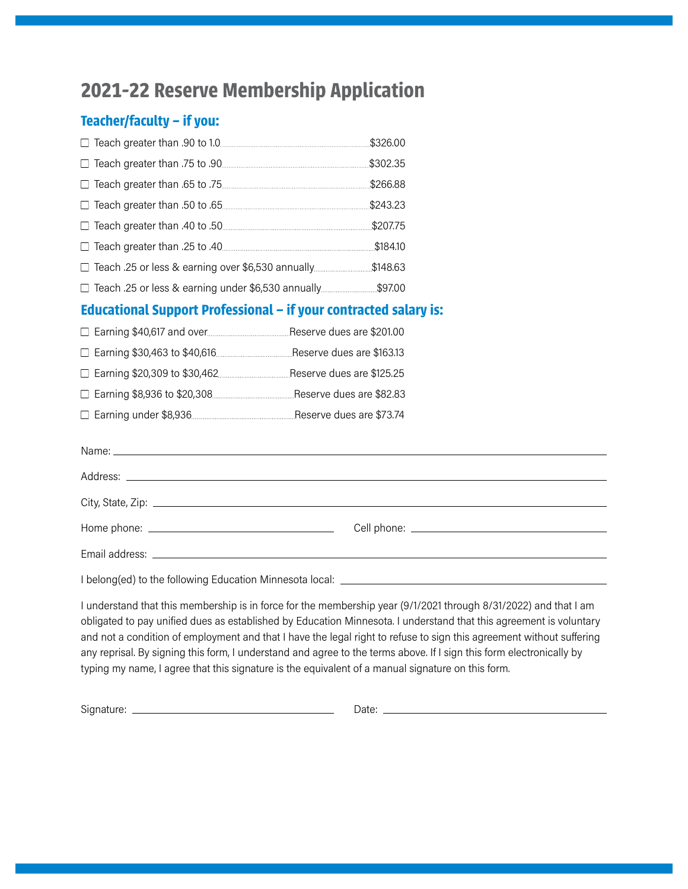# 2021-22 Reserve Membership Application

## Teacher/faculty – if you:

- ☐ Teach greater than .90 to 1.0 .......... $326.00
- ☐ Teach greater than .75 to .90 .......... $302.35
- ☐ Teach greater than .65 to .75 .......... $266.88
- ☐ Teach greater than .50 to .65 .......... $243.23
- ☐ Teach greater than .40 to .50 .......... $207.75
- ☐ Teach greater than .25 to .40 .......... $184.10
- ☐ Teach .25 or less & earning over $6,530 annually .......... $148.63
- ☐ Teach .25 or less & earning under $6,530 annually .......... $97.00

## Educational Support Professional – if your contracted salary is:

- ☐ Earning $40,617 and over .......... Reserve dues are $201.00
- ☐ Earning $30,463 to $40,616 .......... Reserve dues are $163.13
- ☐ Earning $20,309 to $30,462 .......... Reserve dues are $125.25
- ☐ Earning $8,936 to $20,308 .......... Reserve dues are $82.83
- ☐ Earning under $8,936 .......... Reserve dues are $73.74

Name: ______________________________

Address: ______________________________

City, State, Zip: ______________________________

Home phone: ______________________________ Cell phone: ______________________________

Email address: ______________________________

I belong(ed) to the following Education Minnesota local: ______________________________

I understand that this membership is in force for the membership year (9/1/2021 through 8/31/2022) and that I am obligated to pay unified dues as established by Education Minnesota. I understand that this agreement is voluntary and not a condition of employment and that I have the legal right to refuse to sign this agreement without suffering any reprisal. By signing this form, I understand and agree to the terms above. If I sign this form electronically by typing my name, I agree that this signature is the equivalent of a manual signature on this form.

Signature: ______________________________ Date: ______________________________